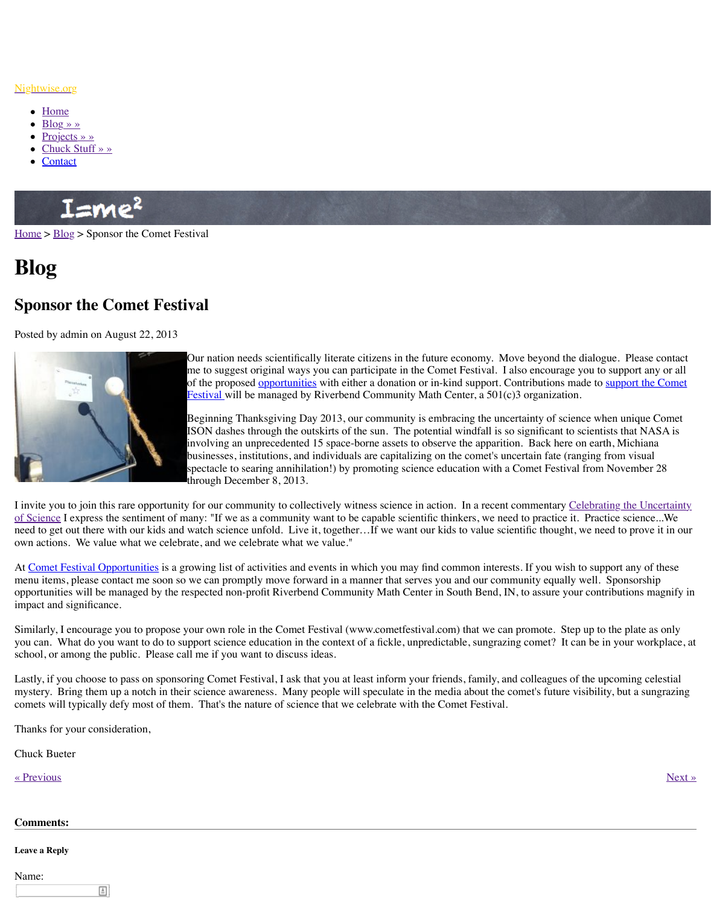Nightwise.org

- Home
- Blog » »
- Projects » »
- Chuck Stuff » »
- Contact

Home > Blog > Sponsor the Comet Festival

# Blog

## Sponsor the Comet Festival

Posted by admin on August 22, 2013

Our nation needs scientifically literate citizens in the future economy. Move beyond the dialogue. Please contact me to suggest original ways you can participate in the Comet Festival. I also encourage you to support any or all of the proposed opportunities with either a donation or in-kind support. Contributions made to support the Comet Festival will be managed by Riverbend Community Math Center, a 501(c)3 organization.

Beginning Thanksgiving Day 2013, our community is embracing the uncertainty of science when unique Comet ISON dashes through the outskirts of the sun. The potential windfall is so significant to scientists that NASA is involving an unprecedented 15 space-borne assets to observe the apparition. Back here on earth, Michiana businesses, institutions, and individuals are capitalizing on the comet's uncertain fate (ranging from visual spectacle to searing annihilation!) by promoting science education with a Comet Festival from November 28 through December 8, 2013.

I invite you to join this rare opportunity for our community to collectively witness science in action. In a recent commentary Celebrating the Uncertainty of Science I express the sentiment of many: "If we as a community want to be capable scientific thinkers, we need to practice it. Practice science...We need to get out there with our kids and watch science unfold. Live it, together…If we want our kids to value scientific thought, we need to prove it in our own actions. We value what we celebrate, and we celebrate what we value."

At Comet Festival Opportunities is a growing list of activities and events in which you may find common interests. If you wish to support any of these menu items, please contact me soon so we can promptly move forward in a manner that serves you and our community equally well. Sponsorship opportunities will be managed by the respected non-profit Riverbend Community Math Center in South Bend, IN, to assure your contributions magnify in impact and significance.

Similarly, I encourage you to propose your own role in the Comet Festival (www.cometfestival.com) that we can promote. Step up to the plate as only you can. What do you want to do to support science education in the context of a fickle, unpredictable, sungrazing comet? It can be in your workplace, at school, or among the public. Please call me if you want to discuss ideas.

Lastly, if you choose to pass on sponsoring Comet Festival, I ask that you at least inform your friends, family, and colleagues of the upcoming celestial mystery. Bring them up a notch in their science awareness. Many people will speculate in the media about the comet's future visibility, but a sungrazing comets will typically defy most of them. That's the nature of science that we celebrate with the Comet Festival.

Thanks for your consideration,

Chuck Bueter

« Previous                Next »

**Comments:**

**Leave a Reply**

Name: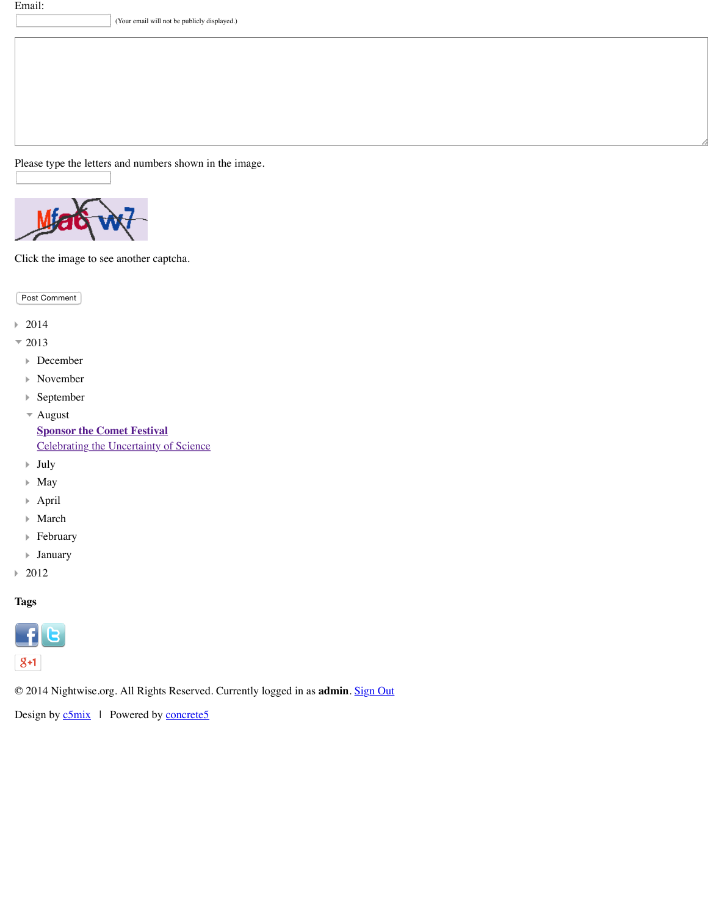Email:

(Your email will not be publicly displayed.)

Please type the letters and numbers shown in the image.

Click the image to see another captcha.

Post Comment

- 2014
- 2013
  - December
  - November
  - September
  - August
    - **Sponsor the Comet Festival**
    - Celebrating the Uncertainty of Science
  - July
  - May
  - April
  - March
  - February
  - January
- 2012

**Tags**

© 2014 Nightwise.org. All Rights Reserved. Currently logged in as **admin**. Sign Out

Design by c5mix | Powered by concrete5